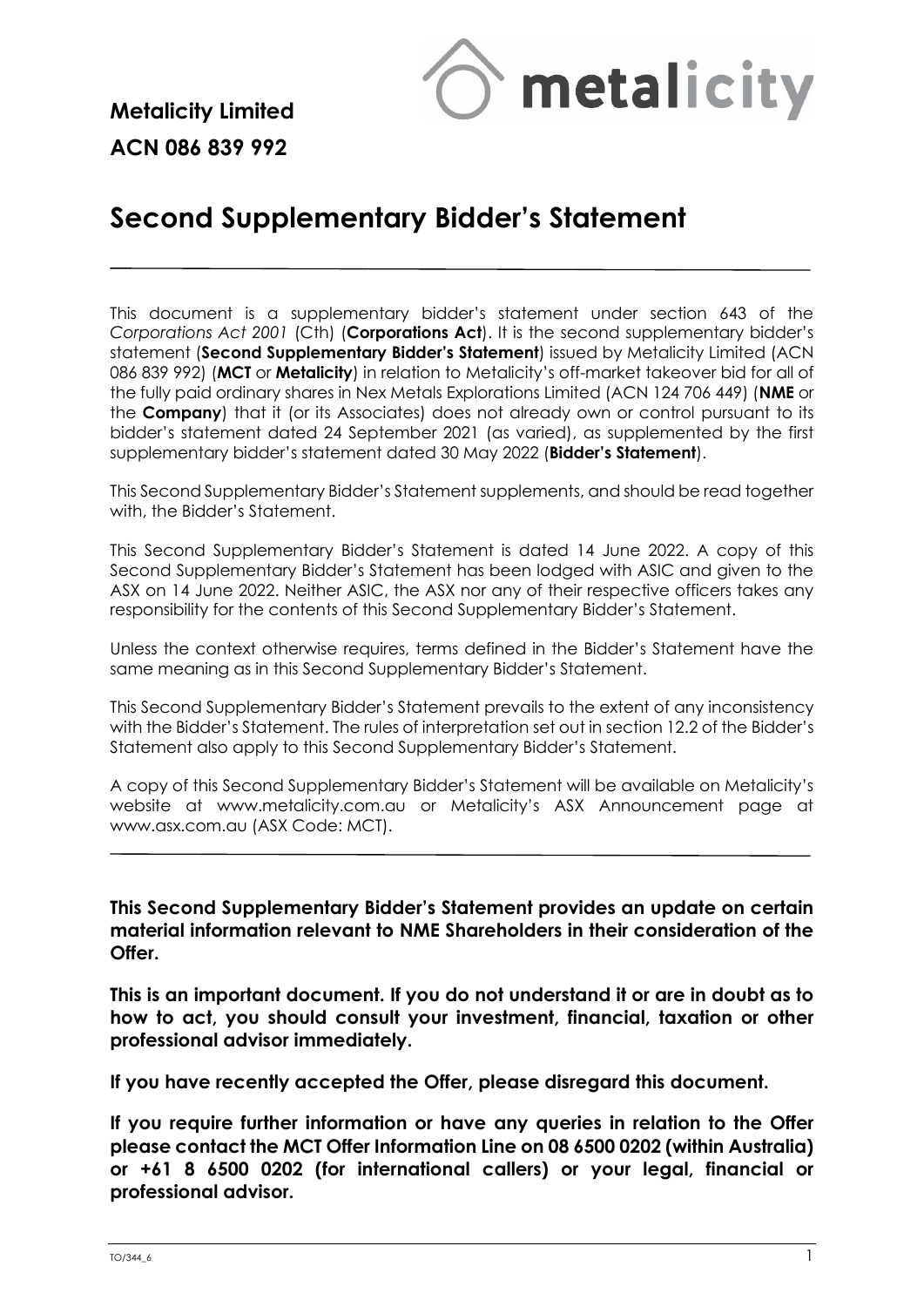**Metalicity Limited**

**ACN 086 839 992**

# Second Supplementary Bidder's Statement

This document is a supplementary bidder's statement under section 643 of the *Corporations Act 2001* (Cth) (**Corporations Act**). It is the second supplementary bidder's statement (**Second Supplementary Bidder's Statement**) issued by Metalicity Limited (ACN 086 839 992) (**MCT** or **Metalicity**) in relation to Metalicity's off-market takeover bid for all of the fully paid ordinary shares in Nex Metals Explorations Limited (ACN 124 706 449) (**NME** or the **Company**) that it (or its Associates) does not already own or control pursuant to its bidder's statement dated 24 September 2021 (as varied), as supplemented by the first supplementary bidder's statement dated 30 May 2022 (**Bidder's Statement**).

This Second Supplementary Bidder's Statement supplements, and should be read together with, the Bidder's Statement.

This Second Supplementary Bidder's Statement is dated 14 June 2022. A copy of this Second Supplementary Bidder's Statement has been lodged with ASIC and given to the ASX on 14 June 2022. Neither ASIC, the ASX nor any of their respective officers takes any responsibility for the contents of this Second Supplementary Bidder's Statement.

Unless the context otherwise requires, terms defined in the Bidder's Statement have the same meaning as in this Second Supplementary Bidder's Statement.

This Second Supplementary Bidder's Statement prevails to the extent of any inconsistency with the Bidder's Statement. The rules of interpretation set out in section 12.2 of the Bidder's Statement also apply to this Second Supplementary Bidder's Statement.

A copy of this Second Supplementary Bidder's Statement will be available on Metalicity's website at www.metalicity.com.au or Metalicity's ASX Announcement page at www.asx.com.au (ASX Code: MCT).

---

**This Second Supplementary Bidder's Statement provides an update on certain material information relevant to NME Shareholders in their consideration of the Offer.**

**This is an important document. If you do not understand it or are in doubt as to how to act, you should consult your investment, financial, taxation or other professional advisor immediately.**

**If you have recently accepted the Offer, please disregard this document.**

**If you require further information or have any queries in relation to the Offer please contact the MCT Offer Information Line on 08 6500 0202 (within Australia) or +61 8 6500 0202 (for international callers) or your legal, financial or professional advisor.**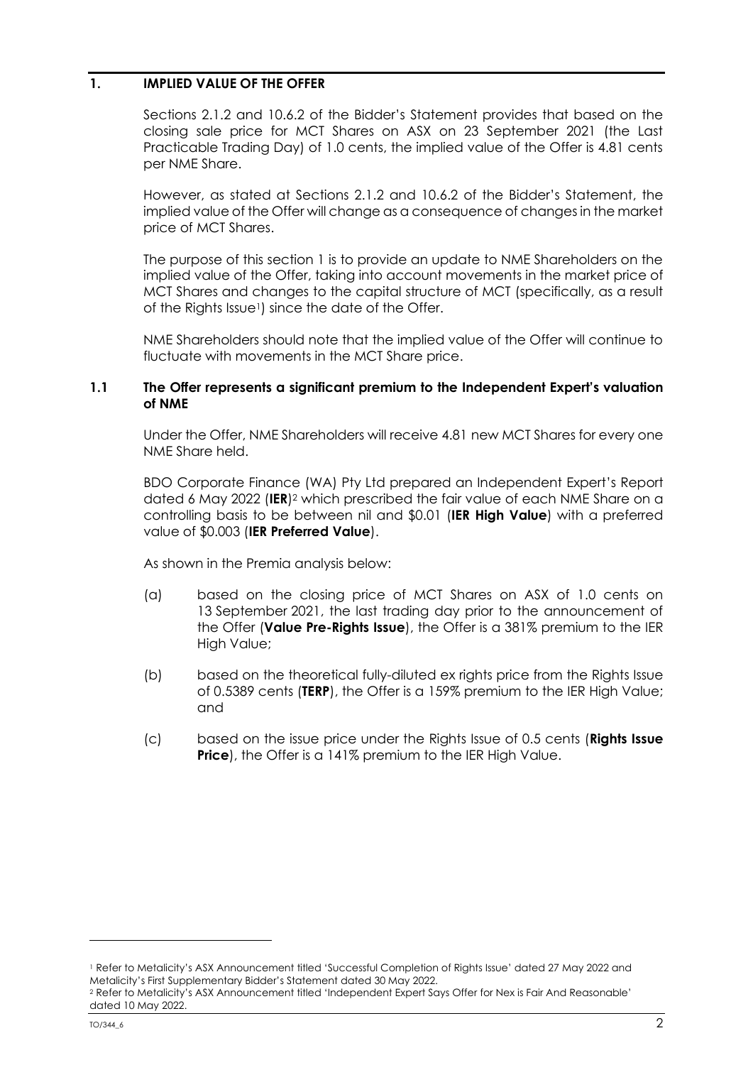## 1. IMPLIED VALUE OF THE OFFER

Sections 2.1.2 and 10.6.2 of the Bidder's Statement provides that based on the closing sale price for MCT Shares on ASX on 23 September 2021 (the Last Practicable Trading Day) of 1.0 cents, the implied value of the Offer is 4.81 cents per NME Share.

However, as stated at Sections 2.1.2 and 10.6.2 of the Bidder's Statement, the implied value of the Offer will change as a consequence of changes in the market price of MCT Shares.

The purpose of this section 1 is to provide an update to NME Shareholders on the implied value of the Offer, taking into account movements in the market price of MCT Shares and changes to the capital structure of MCT (specifically, as a result of the Rights Issue[1]) since the date of the Offer.

NME Shareholders should note that the implied value of the Offer will continue to fluctuate with movements in the MCT Share price.

### 1.1 The Offer represents a significant premium to the Independent Expert's valuation of NME

Under the Offer, NME Shareholders will receive 4.81 new MCT Shares for every one NME Share held.

BDO Corporate Finance (WA) Pty Ltd prepared an Independent Expert's Report dated 6 May 2022 (**IER**)[2] which prescribed the fair value of each NME Share on a controlling basis to be between nil and $0.01 (**IER High Value**) with a preferred value of $0.003 (**IER Preferred Value**).

As shown in the Premia analysis below:

(a) based on the closing price of MCT Shares on ASX of 1.0 cents on 13 September 2021, the last trading day prior to the announcement of the Offer (**Value Pre-Rights Issue**), the Offer is a 381% premium to the IER High Value;

(b) based on the theoretical fully-diluted ex rights price from the Rights Issue of 0.5389 cents (**TERP**), the Offer is a 159% premium to the IER High Value; and

(c) based on the issue price under the Rights Issue of 0.5 cents (**Rights Issue Price**), the Offer is a 141% premium to the IER High Value.

---

[1] Refer to Metalicity's ASX Announcement titled 'Successful Completion of Rights Issue' dated 27 May 2022 and Metalicity's First Supplementary Bidder's Statement dated 30 May 2022.

[2] Refer to Metalicity's ASX Announcement titled 'Independent Expert Says Offer for Nex is Fair And Reasonable' dated 10 May 2022.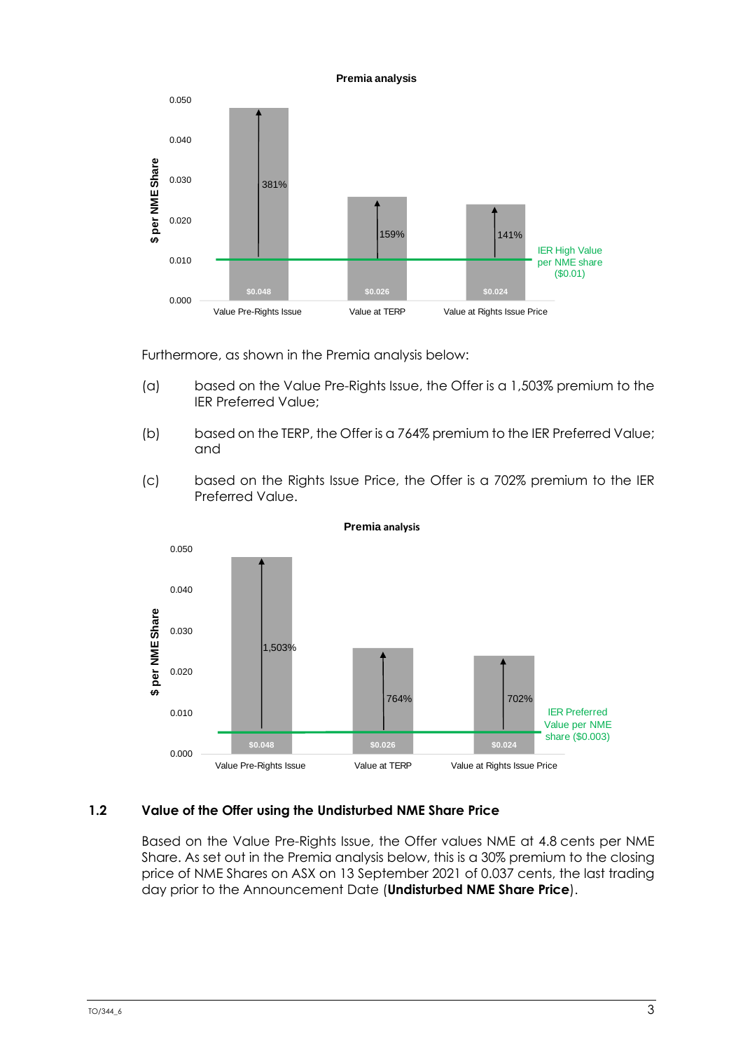**Premia analysis**

| | Value Pre-Rights Issue | Value at TERP | Value at Rights Issue Price |
|---|---|---|---|
| $ per NME Share | $0.048 | $0.026 | $0.024 |
| Premium to IER High Value per NME share ($0.01) | 381% | 159% | 141% |

Furthermore, as shown in the Premia analysis below:

(a) based on the Value Pre-Rights Issue, the Offer is a 1,503% premium to the IER Preferred Value;

(b) based on the TERP, the Offer is a 764% premium to the IER Preferred Value; and

(c) based on the Rights Issue Price, the Offer is a 702% premium to the IER Preferred Value.

**Premia analysis**

| | Value Pre-Rights Issue | Value at TERP | Value at Rights Issue Price |
|---|---|---|---|
| $ per NME Share | $0.048 | $0.026 | $0.024 |
| Premium to IER Preferred Value per NME share ($0.003) | 1,503% | 764% | 702% |

## 1.2 Value of the Offer using the Undisturbed NME Share Price

Based on the Value Pre-Rights Issue, the Offer values NME at 4.8 cents per NME Share. As set out in the Premia analysis below, this is a 30% premium to the closing price of NME Shares on ASX on 13 September 2021 of 0.037 cents, the last trading day prior to the Announcement Date (**Undisturbed NME Share Price**).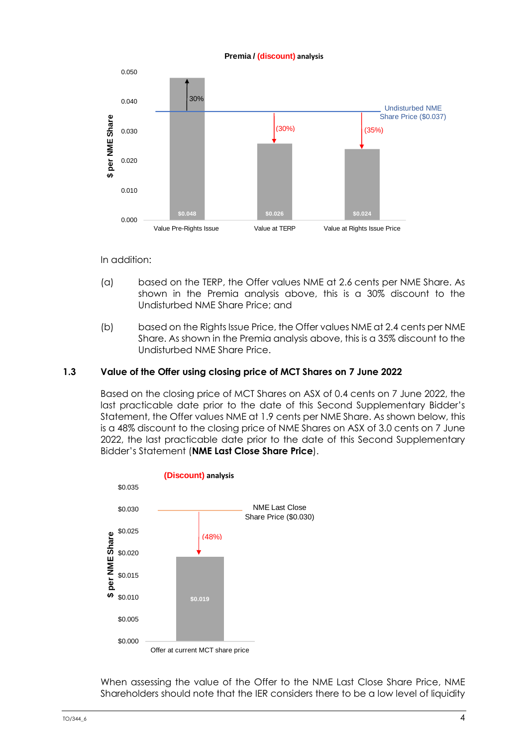**Premia / (discount) analysis**

| | Value Pre-Rights Issue | Value at TERP | Value at Rights Issue Price |
|---|---|---|---|
| $ per NME Share | $0.048 | $0.026 | $0.024 |
| Premium / (discount) to Undisturbed NME Share Price ($0.037) | 30% | (30%) | (35%) |

In addition:

(a) based on the TERP, the Offer values NME at 2.6 cents per NME Share. As shown in the Premia analysis above, this is a 30% discount to the Undisturbed NME Share Price; and

(b) based on the Rights Issue Price, the Offer values NME at 2.4 cents per NME Share. As shown in the Premia analysis above, this is a 35% discount to the Undisturbed NME Share Price.

## 1.3 Value of the Offer using closing price of MCT Shares on 7 June 2022

Based on the closing price of MCT Shares on ASX of 0.4 cents on 7 June 2022, the last practicable date prior to the date of this Second Supplementary Bidder's Statement, the Offer values NME at 1.9 cents per NME Share. As shown below, this is a 48% discount to the closing price of NME Shares on ASX of 3.0 cents on 7 June 2022, the last practicable date prior to the date of this Second Supplementary Bidder's Statement (**NME Last Close Share Price**).

**(Discount) analysis**

| | Offer at current MCT share price |
|---|---|
| $ per NME Share | $0.019 |
| (Discount) to NME Last Close Share Price ($0.030) | (48%) |

When assessing the value of the Offer to the NME Last Close Share Price, NME Shareholders should note that the IER considers there to be a low level of liquidity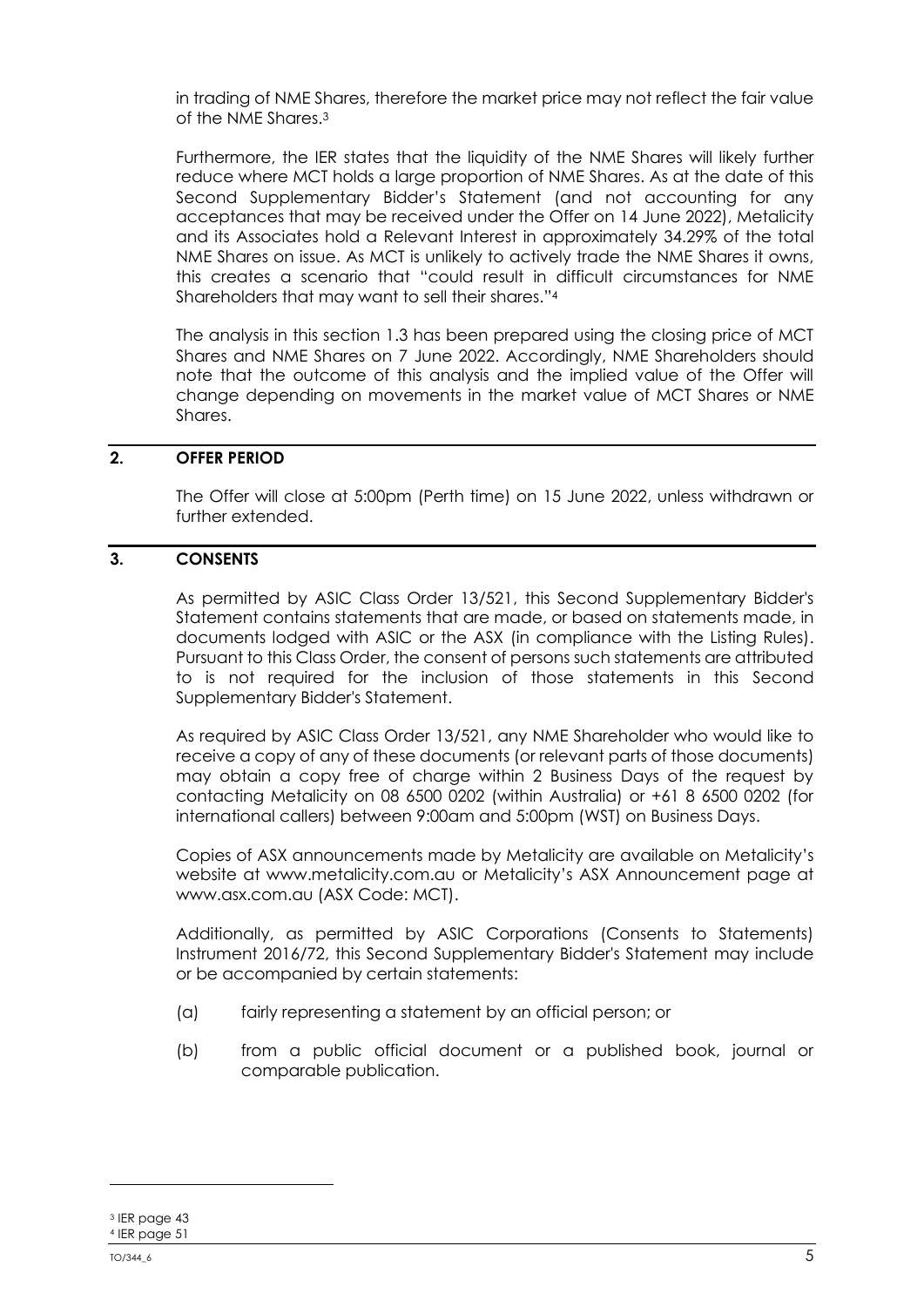in trading of NME Shares, therefore the market price may not reflect the fair value of the NME Shares.[3]

Furthermore, the IER states that the liquidity of the NME Shares will likely further reduce where MCT holds a large proportion of NME Shares. As at the date of this Second Supplementary Bidder's Statement (and not accounting for any acceptances that may be received under the Offer on 14 June 2022), Metalicity and its Associates hold a Relevant Interest in approximately 34.29% of the total NME Shares on issue. As MCT is unlikely to actively trade the NME Shares it owns, this creates a scenario that "could result in difficult circumstances for NME Shareholders that may want to sell their shares."[4]

The analysis in this section 1.3 has been prepared using the closing price of MCT Shares and NME Shares on 7 June 2022. Accordingly, NME Shareholders should note that the outcome of this analysis and the implied value of the Offer will change depending on movements in the market value of MCT Shares or NME Shares.

## 2. OFFER PERIOD

The Offer will close at 5:00pm (Perth time) on 15 June 2022, unless withdrawn or further extended.

## 3. CONSENTS

As permitted by ASIC Class Order 13/521, this Second Supplementary Bidder's Statement contains statements that are made, or based on statements made, in documents lodged with ASIC or the ASX (in compliance with the Listing Rules). Pursuant to this Class Order, the consent of persons such statements are attributed to is not required for the inclusion of those statements in this Second Supplementary Bidder's Statement.

As required by ASIC Class Order 13/521, any NME Shareholder who would like to receive a copy of any of these documents (or relevant parts of those documents) may obtain a copy free of charge within 2 Business Days of the request by contacting Metalicity on 08 6500 0202 (within Australia) or +61 8 6500 0202 (for international callers) between 9:00am and 5:00pm (WST) on Business Days.

Copies of ASX announcements made by Metalicity are available on Metalicity's website at www.metalicity.com.au or Metalicity's ASX Announcement page at www.asx.com.au (ASX Code: MCT).

Additionally, as permitted by ASIC Corporations (Consents to Statements) Instrument 2016/72, this Second Supplementary Bidder's Statement may include or be accompanied by certain statements:

(a) fairly representing a statement by an official person; or

(b) from a public official document or a published book, journal or comparable publication.

---

[3] IER page 43

[4] IER page 51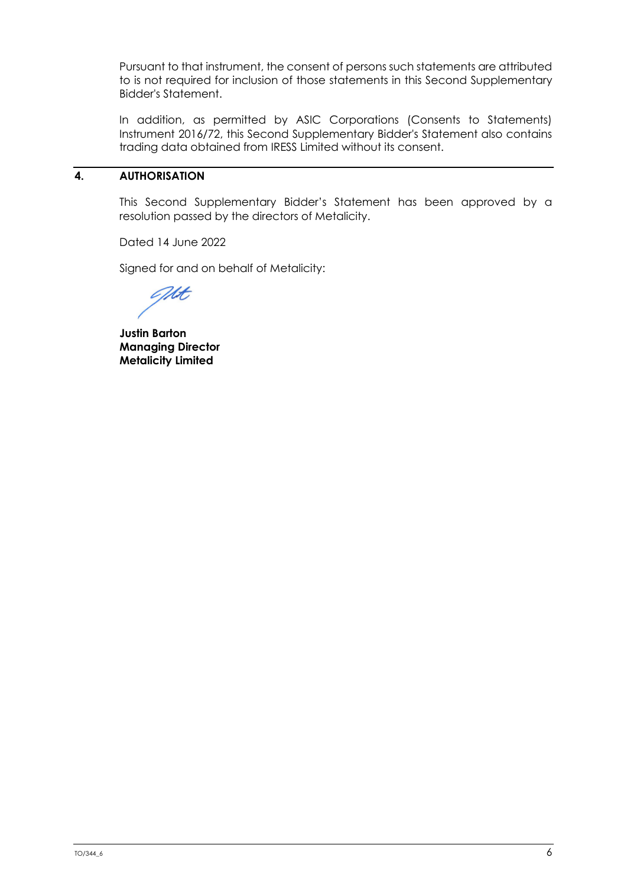Pursuant to that instrument, the consent of persons such statements are attributed to is not required for inclusion of those statements in this Second Supplementary Bidder's Statement.

In addition, as permitted by ASIC Corporations (Consents to Statements) Instrument 2016/72, this Second Supplementary Bidder's Statement also contains trading data obtained from IRESS Limited without its consent.

## 4. AUTHORISATION

This Second Supplementary Bidder's Statement has been approved by a resolution passed by the directors of Metalicity.

Dated 14 June 2022

Signed for and on behalf of Metalicity:

**Justin Barton**
**Managing Director**
**Metalicity Limited**